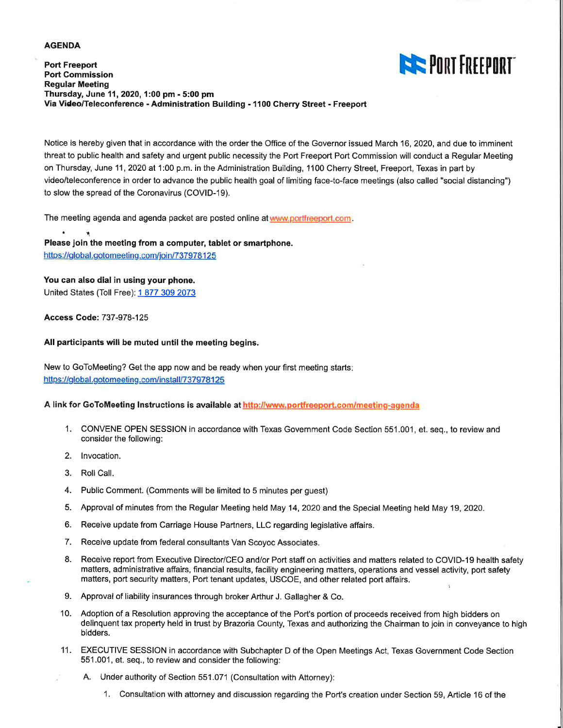**AGENDA**

**Port Freeport**
**Port Commission**
**Regular Meeting**
**Thursday, June 11, 2020, 1:00 pm - 5:00 pm**
**Via Video/Teleconference - Administration Building - 1100 Cherry Street - Freeport**

Notice is hereby given that in accordance with the order the Office of the Governor issued March 16, 2020, and due to imminent threat to public health and safety and urgent public necessity the Port Freeport Port Commission will conduct a Regular Meeting on Thursday, June 11, 2020 at 1:00 p.m. in the Administration Building, 1100 Cherry Street, Freeport, Texas in part by video/teleconference in order to advance the public health goal of limiting face-to-face meetings (also called "social distancing") to slow the spread of the Coronavirus (COVID-19).

The meeting agenda and agenda packet are posted online at www.portfreeport.com.

**Please join the meeting from a computer, tablet or smartphone.**
https://global.gotomeeting.com/join/737978125

**You can also dial in using your phone.**
United States (Toll Free): 1 877 309 2073

**Access Code:** 737-978-125

**All participants will be muted until the meeting begins.**

New to GoToMeeting? Get the app now and be ready when your first meeting starts:
https://global.gotomeeting.com/install/737978125

**A link for GoToMeeting Instructions is available at http://www.portfreeport.com/meeting-agenda**

1. CONVENE OPEN SESSION in accordance with Texas Government Code Section 551.001, et. seq., to review and consider the following:
2. Invocation.
3. Roll Call.
4. Public Comment. (Comments will be limited to 5 minutes per guest)
5. Approval of minutes from the Regular Meeting held May 14, 2020 and the Special Meeting held May 19, 2020.
6. Receive update from Carriage House Partners, LLC regarding legislative affairs.
7. Receive update from federal consultants Van Scoyoc Associates.
8. Receive report from Executive Director/CEO and/or Port staff on activities and matters related to COVID-19 health safety matters, administrative affairs, financial results, facility engineering matters, operations and vessel activity, port safety matters, port security matters, Port tenant updates, USCOE, and other related port affairs.
9. Approval of liability insurances through broker Arthur J. Gallagher & Co.
10. Adoption of a Resolution approving the acceptance of the Port's portion of proceeds received from high bidders on delinquent tax property held in trust by Brazoria County, Texas and authorizing the Chairman to join in conveyance to high bidders.
11. EXECUTIVE SESSION in accordance with Subchapter D of the Open Meetings Act, Texas Government Code Section 551.001, et. seq., to review and consider the following:

    A. Under authority of Section 551.071 (Consultation with Attorney):

    1. Consultation with attorney and discussion regarding the Port's creation under Section 59, Article 16 of the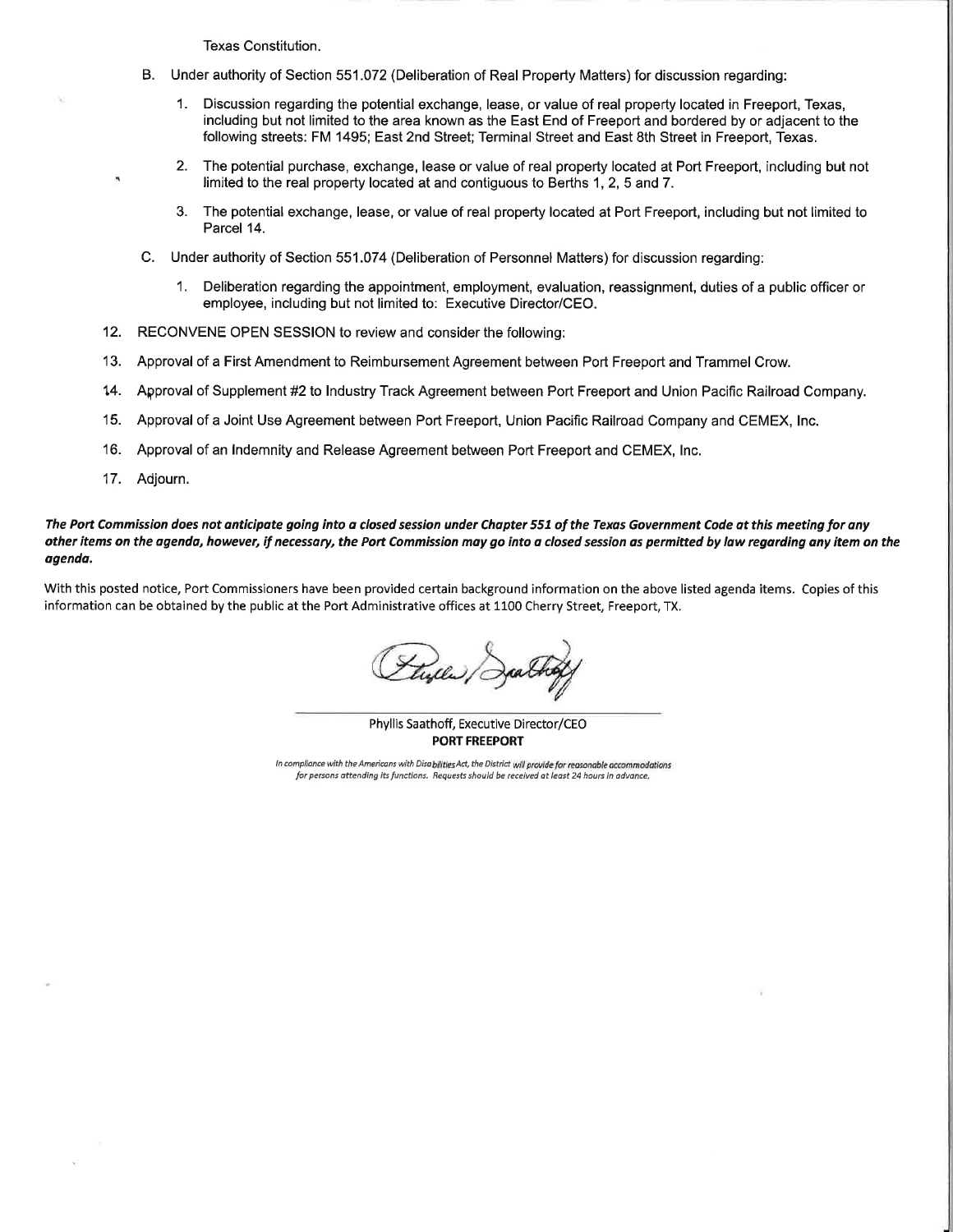Texas Constitution.

B. Under authority of Section 551.072 (Deliberation of Real Property Matters) for discussion regarding:

   1. Discussion regarding the potential exchange, lease, or value of real property located in Freeport, Texas, including but not limited to the area known as the East End of Freeport and bordered by or adjacent to the following streets: FM 1495; East 2nd Street; Terminal Street and East 8th Street in Freeport, Texas.

   2. The potential purchase, exchange, lease or value of real property located at Port Freeport, including but not limited to the real property located at and contiguous to Berths 1, 2, 5 and 7.

   3. The potential exchange, lease, or value of real property located at Port Freeport, including but not limited to Parcel 14.

C. Under authority of Section 551.074 (Deliberation of Personnel Matters) for discussion regarding:

   1. Deliberation regarding the appointment, employment, evaluation, reassignment, duties of a public officer or employee, including but not limited to: Executive Director/CEO.

12. RECONVENE OPEN SESSION to review and consider the following:
13. Approval of a First Amendment to Reimbursement Agreement between Port Freeport and Trammel Crow.
14. Approval of Supplement #2 to Industry Track Agreement between Port Freeport and Union Pacific Railroad Company.
15. Approval of a Joint Use Agreement between Port Freeport, Union Pacific Railroad Company and CEMEX, Inc.
16. Approval of an Indemnity and Release Agreement between Port Freeport and CEMEX, Inc.
17. Adjourn.

***The Port Commission does not anticipate going into a closed session under Chapter 551 of the Texas Government Code at this meeting for any other items on the agenda, however, if necessary, the Port Commission may go into a closed session as permitted by law regarding any item on the agenda.***

With this posted notice, Port Commissioners have been provided certain background information on the above listed agenda items. Copies of this information can be obtained by the public at the Port Administrative offices at 1100 Cherry Street, Freeport, TX.

Phyllis Saathoff, Executive Director/CEO
**PORT FREEPORT**

*In compliance with the Americans with Disabilities Act, the District will provide for reasonable accommodations for persons attending its functions. Requests should be received at least 24 hours in advance.*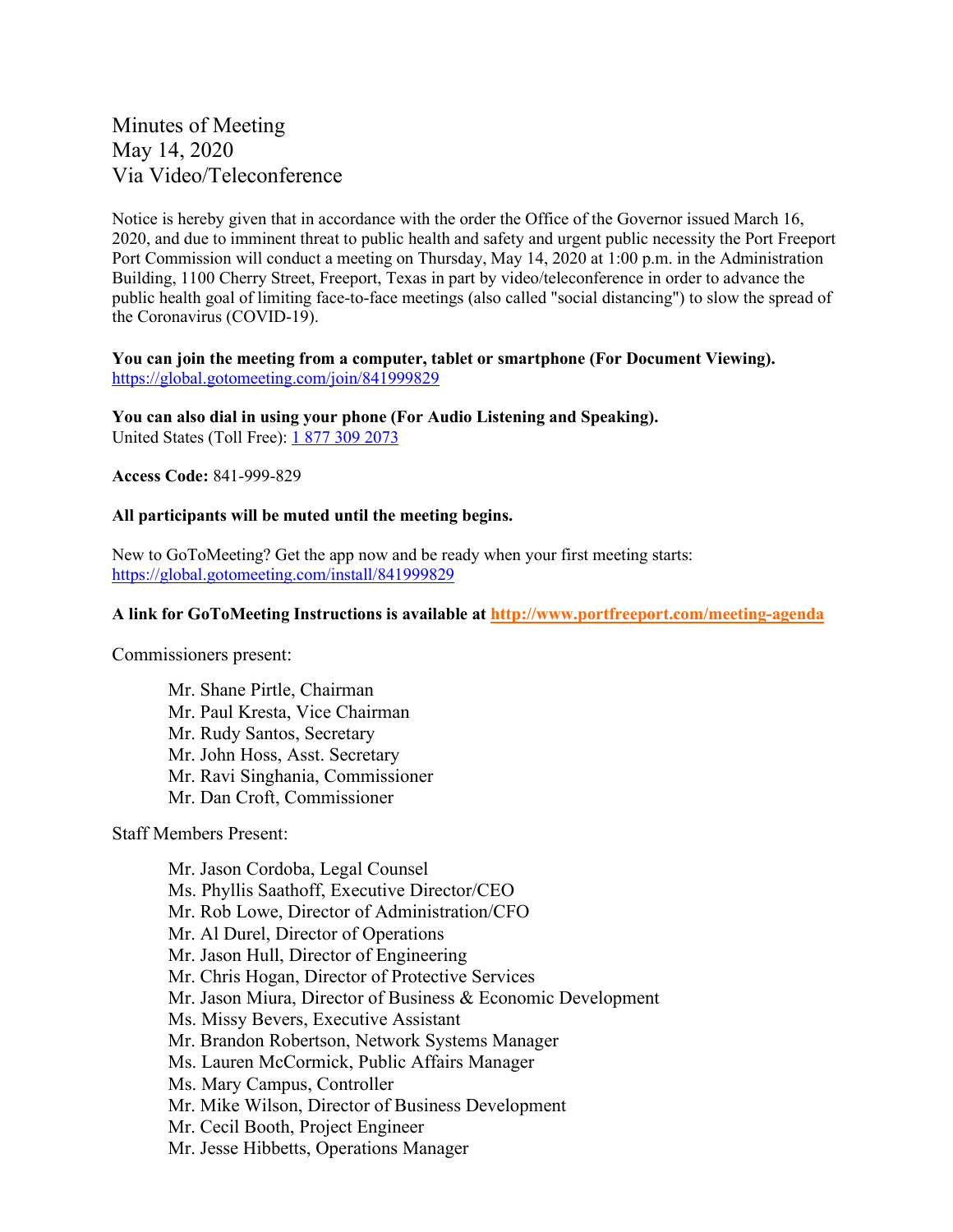Minutes of Meeting
May 14, 2020
Via Video/Teleconference

Notice is hereby given that in accordance with the order the Office of the Governor issued March 16, 2020, and due to imminent threat to public health and safety and urgent public necessity the Port Freeport Port Commission will conduct a meeting on Thursday, May 14, 2020 at 1:00 p.m. in the Administration Building, 1100 Cherry Street, Freeport, Texas in part by video/teleconference in order to advance the public health goal of limiting face-to-face meetings (also called "social distancing") to slow the spread of the Coronavirus (COVID-19).

**You can join the meeting from a computer, tablet or smartphone (For Document Viewing).**
https://global.gotomeeting.com/join/841999829

**You can also dial in using your phone (For Audio Listening and Speaking).**
United States (Toll Free): 1 877 309 2073

**Access Code:** 841-999-829

**All participants will be muted until the meeting begins.**

New to GoToMeeting? Get the app now and be ready when your first meeting starts:
https://global.gotomeeting.com/install/841999829

**A link for GoToMeeting Instructions is available at http://www.portfreeport.com/meeting-agenda**

Commissioners present:

- Mr. Shane Pirtle, Chairman
- Mr. Paul Kresta, Vice Chairman
- Mr. Rudy Santos, Secretary
- Mr. John Hoss, Asst. Secretary
- Mr. Ravi Singhania, Commissioner
- Mr. Dan Croft, Commissioner

Staff Members Present:

- Mr. Jason Cordoba, Legal Counsel
- Ms. Phyllis Saathoff, Executive Director/CEO
- Mr. Rob Lowe, Director of Administration/CFO
- Mr. Al Durel, Director of Operations
- Mr. Jason Hull, Director of Engineering
- Mr. Chris Hogan, Director of Protective Services
- Mr. Jason Miura, Director of Business & Economic Development
- Ms. Missy Bevers, Executive Assistant
- Mr. Brandon Robertson, Network Systems Manager
- Ms. Lauren McCormick, Public Affairs Manager
- Ms. Mary Campus, Controller
- Mr. Mike Wilson, Director of Business Development
- Mr. Cecil Booth, Project Engineer
- Mr. Jesse Hibbetts, Operations Manager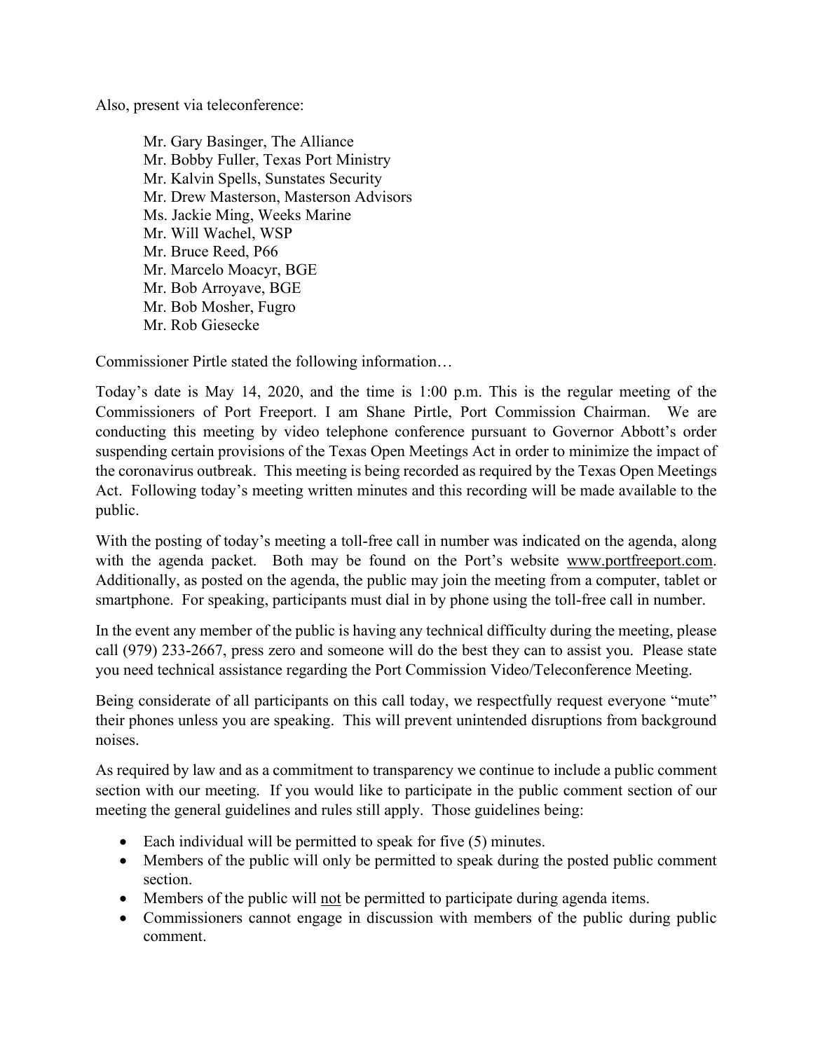Also, present via teleconference:

Mr. Gary Basinger, The Alliance
Mr. Bobby Fuller, Texas Port Ministry
Mr. Kalvin Spells, Sunstates Security
Mr. Drew Masterson, Masterson Advisors
Ms. Jackie Ming, Weeks Marine
Mr. Will Wachel, WSP
Mr. Bruce Reed, P66
Mr. Marcelo Moacyr, BGE
Mr. Bob Arroyave, BGE
Mr. Bob Mosher, Fugro
Mr. Rob Giesecke

Commissioner Pirtle stated the following information…

Today's date is May 14, 2020, and the time is 1:00 p.m. This is the regular meeting of the Commissioners of Port Freeport. I am Shane Pirtle, Port Commission Chairman. We are conducting this meeting by video telephone conference pursuant to Governor Abbott's order suspending certain provisions of the Texas Open Meetings Act in order to minimize the impact of the coronavirus outbreak. This meeting is being recorded as required by the Texas Open Meetings Act. Following today's meeting written minutes and this recording will be made available to the public.

With the posting of today's meeting a toll-free call in number was indicated on the agenda, along with the agenda packet. Both may be found on the Port's website www.portfreeport.com. Additionally, as posted on the agenda, the public may join the meeting from a computer, tablet or smartphone. For speaking, participants must dial in by phone using the toll-free call in number.

In the event any member of the public is having any technical difficulty during the meeting, please call (979) 233-2667, press zero and someone will do the best they can to assist you. Please state you need technical assistance regarding the Port Commission Video/Teleconference Meeting.

Being considerate of all participants on this call today, we respectfully request everyone "mute" their phones unless you are speaking. This will prevent unintended disruptions from background noises.

As required by law and as a commitment to transparency we continue to include a public comment section with our meeting. If you would like to participate in the public comment section of our meeting the general guidelines and rules still apply. Those guidelines being:

- Each individual will be permitted to speak for five (5) minutes.
- Members of the public will only be permitted to speak during the posted public comment section.
- Members of the public will not be permitted to participate during agenda items.
- Commissioners cannot engage in discussion with members of the public during public comment.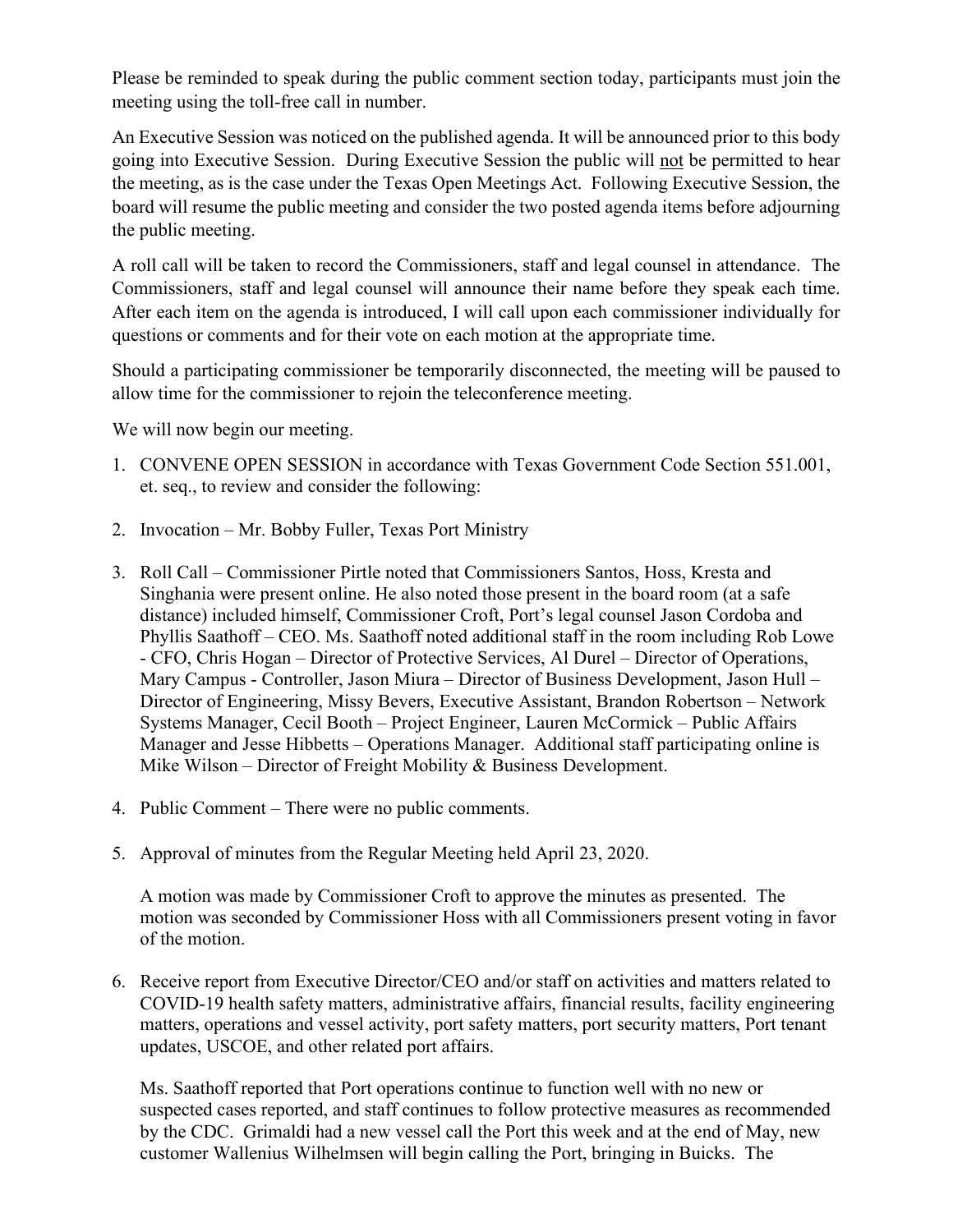Please be reminded to speak during the public comment section today, participants must join the meeting using the toll-free call in number.

An Executive Session was noticed on the published agenda. It will be announced prior to this body going into Executive Session. During Executive Session the public will not be permitted to hear the meeting, as is the case under the Texas Open Meetings Act. Following Executive Session, the board will resume the public meeting and consider the two posted agenda items before adjourning the public meeting.

A roll call will be taken to record the Commissioners, staff and legal counsel in attendance. The Commissioners, staff and legal counsel will announce their name before they speak each time. After each item on the agenda is introduced, I will call upon each commissioner individually for questions or comments and for their vote on each motion at the appropriate time.

Should a participating commissioner be temporarily disconnected, the meeting will be paused to allow time for the commissioner to rejoin the teleconference meeting.

We will now begin our meeting.

1. CONVENE OPEN SESSION in accordance with Texas Government Code Section 551.001, et. seq., to review and consider the following:

2. Invocation – Mr. Bobby Fuller, Texas Port Ministry

3. Roll Call – Commissioner Pirtle noted that Commissioners Santos, Hoss, Kresta and Singhania were present online. He also noted those present in the board room (at a safe distance) included himself, Commissioner Croft, Port's legal counsel Jason Cordoba and Phyllis Saathoff – CEO. Ms. Saathoff noted additional staff in the room including Rob Lowe - CFO, Chris Hogan – Director of Protective Services, Al Durel – Director of Operations, Mary Campus - Controller, Jason Miura – Director of Business Development, Jason Hull – Director of Engineering, Missy Bevers, Executive Assistant, Brandon Robertson – Network Systems Manager, Cecil Booth – Project Engineer, Lauren McCormick – Public Affairs Manager and Jesse Hibbetts – Operations Manager. Additional staff participating online is Mike Wilson – Director of Freight Mobility & Business Development.

4. Public Comment – There were no public comments.

5. Approval of minutes from the Regular Meeting held April 23, 2020.

   A motion was made by Commissioner Croft to approve the minutes as presented. The motion was seconded by Commissioner Hoss with all Commissioners present voting in favor of the motion.

6. Receive report from Executive Director/CEO and/or staff on activities and matters related to COVID-19 health safety matters, administrative affairs, financial results, facility engineering matters, operations and vessel activity, port safety matters, port security matters, Port tenant updates, USCOE, and other related port affairs.

   Ms. Saathoff reported that Port operations continue to function well with no new or suspected cases reported, and staff continues to follow protective measures as recommended by the CDC. Grimaldi had a new vessel call the Port this week and at the end of May, new customer Wallenius Wilhelmsen will begin calling the Port, bringing in Buicks. The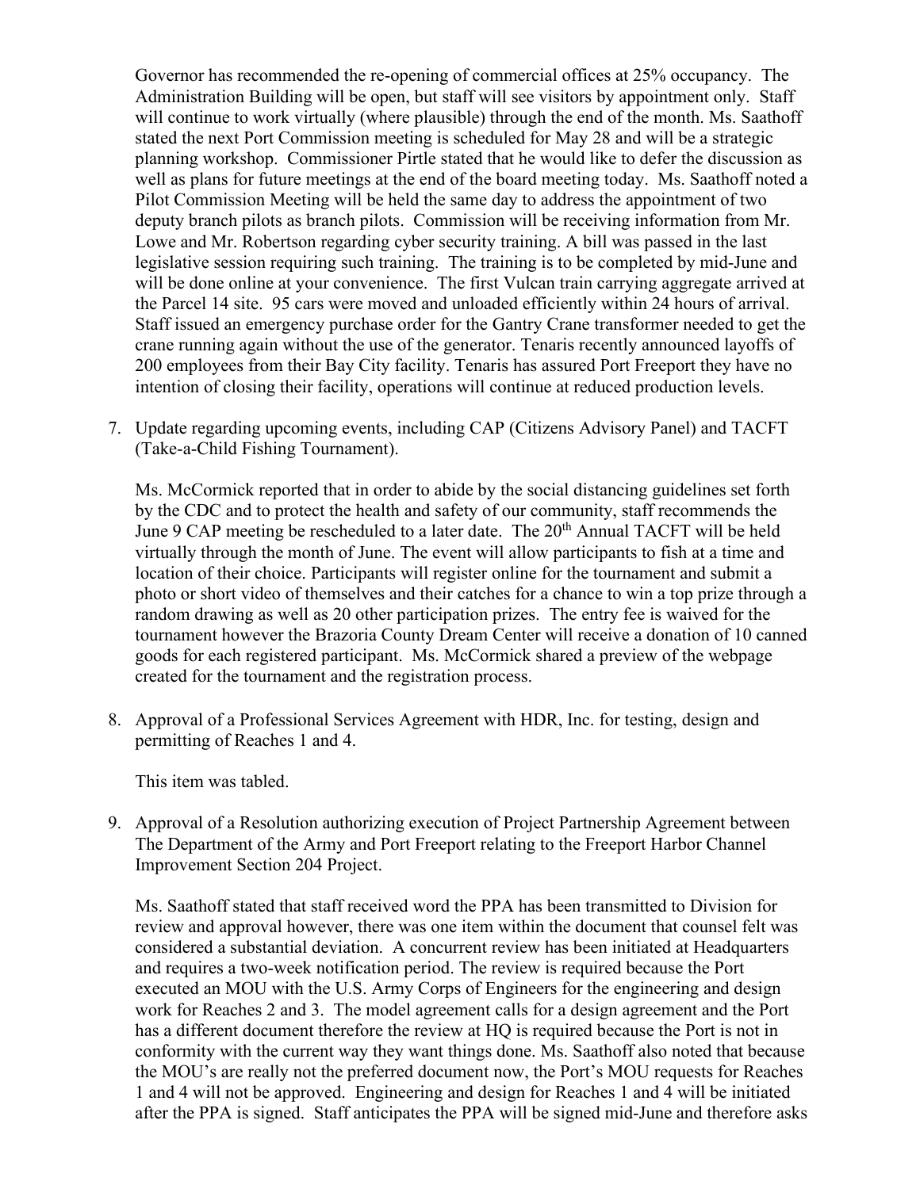Governor has recommended the re-opening of commercial offices at 25% occupancy. The Administration Building will be open, but staff will see visitors by appointment only. Staff will continue to work virtually (where plausible) through the end of the month. Ms. Saathoff stated the next Port Commission meeting is scheduled for May 28 and will be a strategic planning workshop. Commissioner Pirtle stated that he would like to defer the discussion as well as plans for future meetings at the end of the board meeting today. Ms. Saathoff noted a Pilot Commission Meeting will be held the same day to address the appointment of two deputy branch pilots as branch pilots. Commission will be receiving information from Mr. Lowe and Mr. Robertson regarding cyber security training. A bill was passed in the last legislative session requiring such training. The training is to be completed by mid-June and will be done online at your convenience. The first Vulcan train carrying aggregate arrived at the Parcel 14 site. 95 cars were moved and unloaded efficiently within 24 hours of arrival. Staff issued an emergency purchase order for the Gantry Crane transformer needed to get the crane running again without the use of the generator. Tenaris recently announced layoffs of 200 employees from their Bay City facility. Tenaris has assured Port Freeport they have no intention of closing their facility, operations will continue at reduced production levels.

7. Update regarding upcoming events, including CAP (Citizens Advisory Panel) and TACFT (Take-a-Child Fishing Tournament).

   Ms. McCormick reported that in order to abide by the social distancing guidelines set forth by the CDC and to protect the health and safety of our community, staff recommends the June 9 CAP meeting be rescheduled to a later date. The 20th Annual TACFT will be held virtually through the month of June. The event will allow participants to fish at a time and location of their choice. Participants will register online for the tournament and submit a photo or short video of themselves and their catches for a chance to win a top prize through a random drawing as well as 20 other participation prizes. The entry fee is waived for the tournament however the Brazoria County Dream Center will receive a donation of 10 canned goods for each registered participant. Ms. McCormick shared a preview of the webpage created for the tournament and the registration process.

8. Approval of a Professional Services Agreement with HDR, Inc. for testing, design and permitting of Reaches 1 and 4.

   This item was tabled.

9. Approval of a Resolution authorizing execution of Project Partnership Agreement between The Department of the Army and Port Freeport relating to the Freeport Harbor Channel Improvement Section 204 Project.

   Ms. Saathoff stated that staff received word the PPA has been transmitted to Division for review and approval however, there was one item within the document that counsel felt was considered a substantial deviation. A concurrent review has been initiated at Headquarters and requires a two-week notification period. The review is required because the Port executed an MOU with the U.S. Army Corps of Engineers for the engineering and design work for Reaches 2 and 3. The model agreement calls for a design agreement and the Port has a different document therefore the review at HQ is required because the Port is not in conformity with the current way they want things done. Ms. Saathoff also noted that because the MOU's are really not the preferred document now, the Port's MOU requests for Reaches 1 and 4 will not be approved. Engineering and design for Reaches 1 and 4 will be initiated after the PPA is signed. Staff anticipates the PPA will be signed mid-June and therefore asks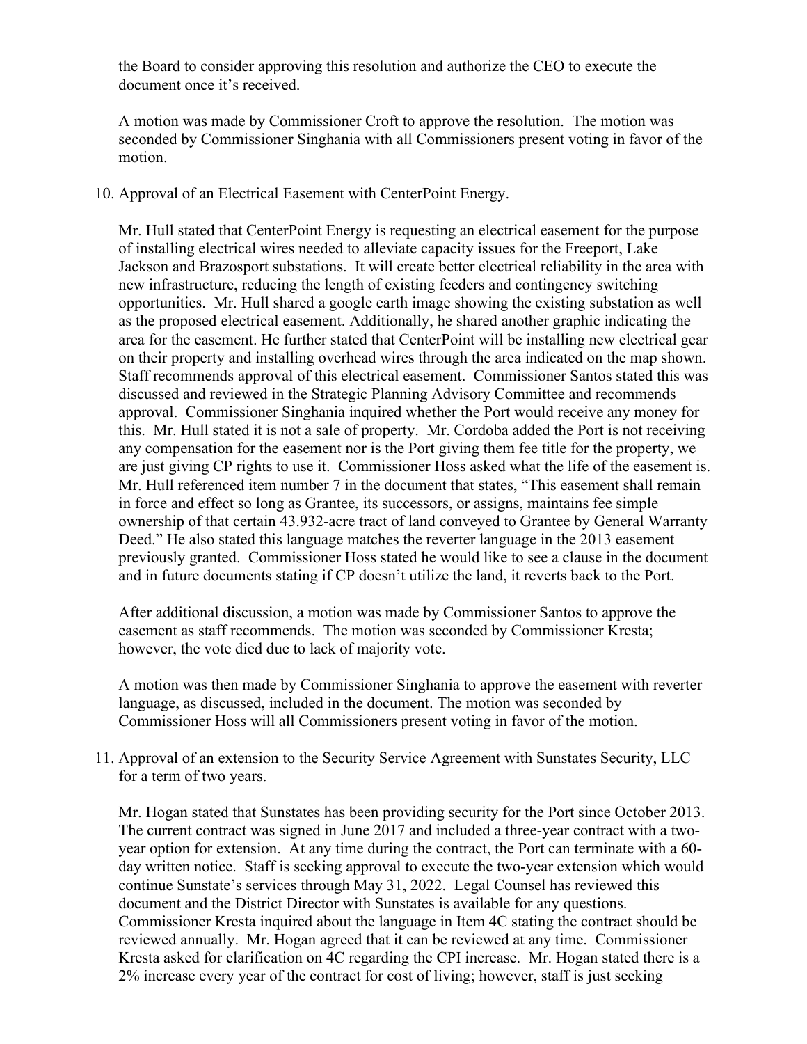the Board to consider approving this resolution and authorize the CEO to execute the document once it's received.

A motion was made by Commissioner Croft to approve the resolution. The motion was seconded by Commissioner Singhania with all Commissioners present voting in favor of the motion.

10. Approval of an Electrical Easement with CenterPoint Energy.

    Mr. Hull stated that CenterPoint Energy is requesting an electrical easement for the purpose of installing electrical wires needed to alleviate capacity issues for the Freeport, Lake Jackson and Brazosport substations. It will create better electrical reliability in the area with new infrastructure, reducing the length of existing feeders and contingency switching opportunities. Mr. Hull shared a google earth image showing the existing substation as well as the proposed electrical easement. Additionally, he shared another graphic indicating the area for the easement. He further stated that CenterPoint will be installing new electrical gear on their property and installing overhead wires through the area indicated on the map shown. Staff recommends approval of this electrical easement. Commissioner Santos stated this was discussed and reviewed in the Strategic Planning Advisory Committee and recommends approval. Commissioner Singhania inquired whether the Port would receive any money for this. Mr. Hull stated it is not a sale of property. Mr. Cordoba added the Port is not receiving any compensation for the easement nor is the Port giving them fee title for the property, we are just giving CP rights to use it. Commissioner Hoss asked what the life of the easement is. Mr. Hull referenced item number 7 in the document that states, "This easement shall remain in force and effect so long as Grantee, its successors, or assigns, maintains fee simple ownership of that certain 43.932-acre tract of land conveyed to Grantee by General Warranty Deed." He also stated this language matches the reverter language in the 2013 easement previously granted. Commissioner Hoss stated he would like to see a clause in the document and in future documents stating if CP doesn't utilize the land, it reverts back to the Port.

    After additional discussion, a motion was made by Commissioner Santos to approve the easement as staff recommends. The motion was seconded by Commissioner Kresta; however, the vote died due to lack of majority vote.

    A motion was then made by Commissioner Singhania to approve the easement with reverter language, as discussed, included in the document. The motion was seconded by Commissioner Hoss will all Commissioners present voting in favor of the motion.

11. Approval of an extension to the Security Service Agreement with Sunstates Security, LLC for a term of two years.

    Mr. Hogan stated that Sunstates has been providing security for the Port since October 2013. The current contract was signed in June 2017 and included a three-year contract with a two-year option for extension. At any time during the contract, the Port can terminate with a 60-day written notice. Staff is seeking approval to execute the two-year extension which would continue Sunstate's services through May 31, 2022. Legal Counsel has reviewed this document and the District Director with Sunstates is available for any questions. Commissioner Kresta inquired about the language in Item 4C stating the contract should be reviewed annually. Mr. Hogan agreed that it can be reviewed at any time. Commissioner Kresta asked for clarification on 4C regarding the CPI increase. Mr. Hogan stated there is a 2% increase every year of the contract for cost of living; however, staff is just seeking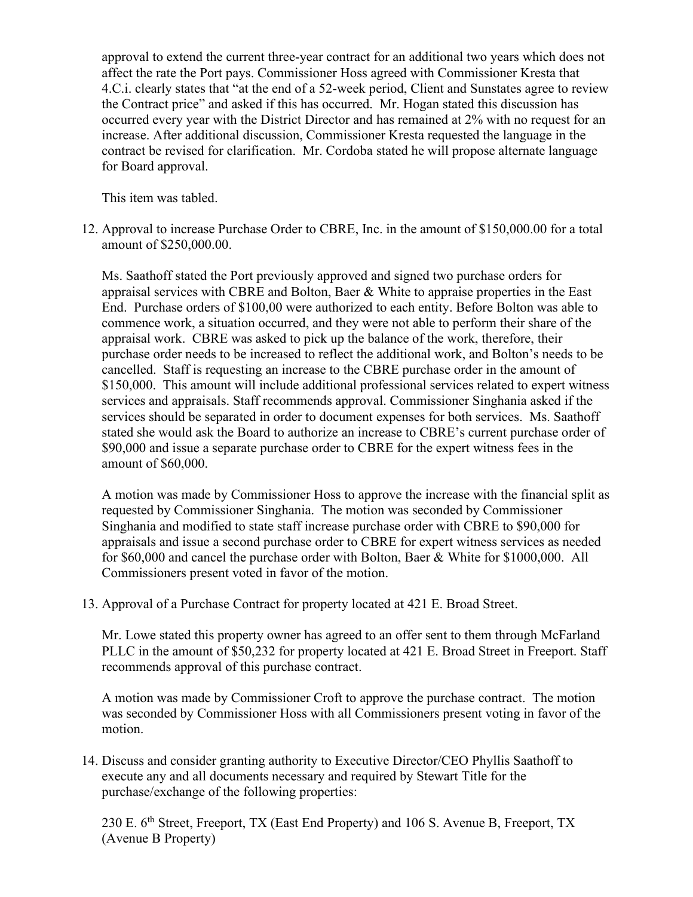approval to extend the current three-year contract for an additional two years which does not affect the rate the Port pays. Commissioner Hoss agreed with Commissioner Kresta that 4.C.i. clearly states that "at the end of a 52-week period, Client and Sunstates agree to review the Contract price" and asked if this has occurred. Mr. Hogan stated this discussion has occurred every year with the District Director and has remained at 2% with no request for an increase. After additional discussion, Commissioner Kresta requested the language in the contract be revised for clarification. Mr. Cordoba stated he will propose alternate language for Board approval.

This item was tabled.

12. Approval to increase Purchase Order to CBRE, Inc. in the amount of $150,000.00 for a total amount of $250,000.00.

    Ms. Saathoff stated the Port previously approved and signed two purchase orders for appraisal services with CBRE and Bolton, Baer & White to appraise properties in the East End. Purchase orders of $100,00 were authorized to each entity. Before Bolton was able to commence work, a situation occurred, and they were not able to perform their share of the appraisal work. CBRE was asked to pick up the balance of the work, therefore, their purchase order needs to be increased to reflect the additional work, and Bolton's needs to be cancelled. Staff is requesting an increase to the CBRE purchase order in the amount of $150,000. This amount will include additional professional services related to expert witness services and appraisals. Staff recommends approval. Commissioner Singhania asked if the services should be separated in order to document expenses for both services. Ms. Saathoff stated she would ask the Board to authorize an increase to CBRE's current purchase order of $90,000 and issue a separate purchase order to CBRE for the expert witness fees in the amount of $60,000.

    A motion was made by Commissioner Hoss to approve the increase with the financial split as requested by Commissioner Singhania. The motion was seconded by Commissioner Singhania and modified to state staff increase purchase order with CBRE to $90,000 for appraisals and issue a second purchase order to CBRE for expert witness services as needed for $60,000 and cancel the purchase order with Bolton, Baer & White for $1000,000. All Commissioners present voted in favor of the motion.

13. Approval of a Purchase Contract for property located at 421 E. Broad Street.

    Mr. Lowe stated this property owner has agreed to an offer sent to them through McFarland PLLC in the amount of $50,232 for property located at 421 E. Broad Street in Freeport. Staff recommends approval of this purchase contract.

    A motion was made by Commissioner Croft to approve the purchase contract. The motion was seconded by Commissioner Hoss with all Commissioners present voting in favor of the motion.

14. Discuss and consider granting authority to Executive Director/CEO Phyllis Saathoff to execute any and all documents necessary and required by Stewart Title for the purchase/exchange of the following properties:

    230 E. 6th Street, Freeport, TX (East End Property) and 106 S. Avenue B, Freeport, TX (Avenue B Property)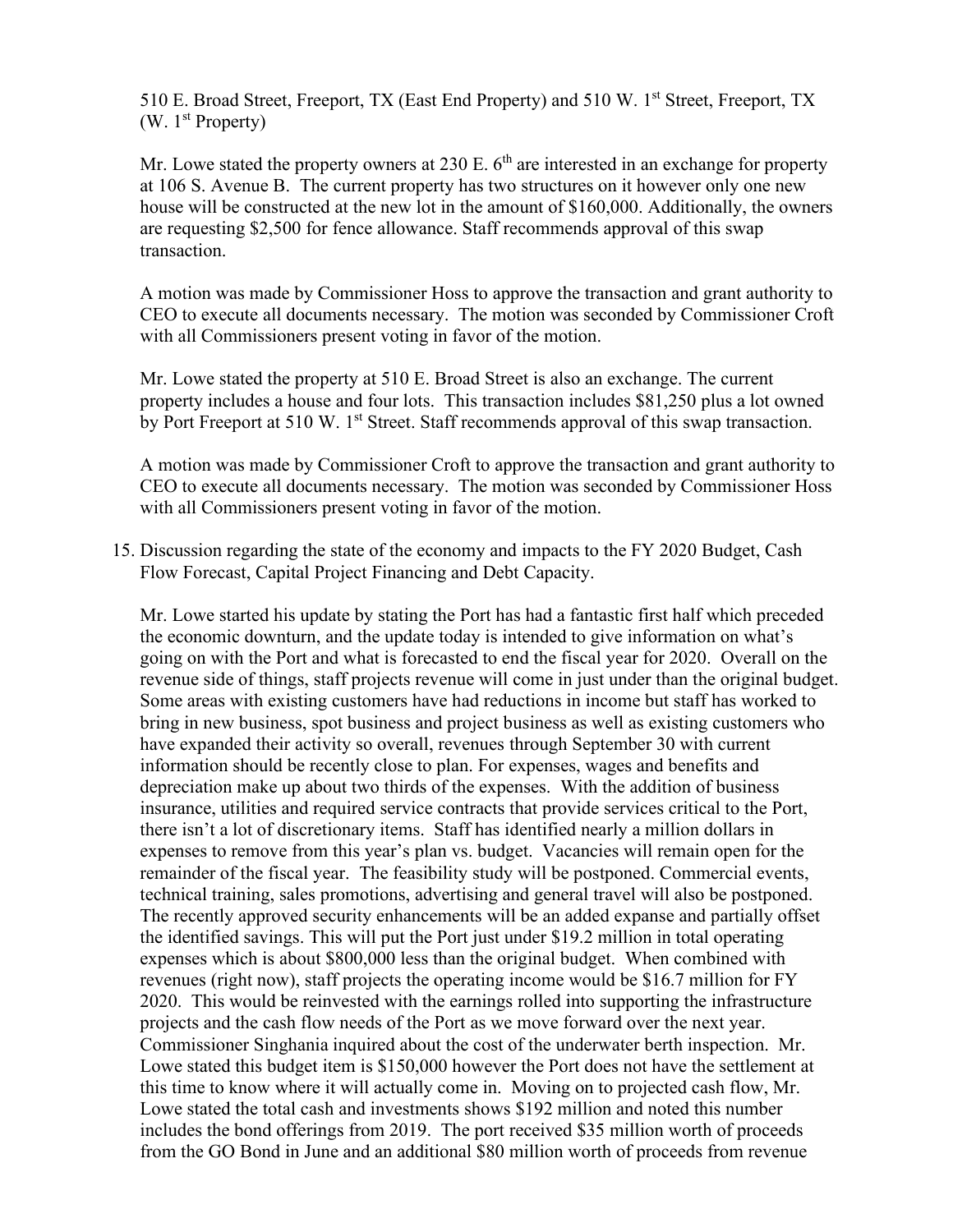510 E. Broad Street, Freeport, TX (East End Property) and 510 W. 1st Street, Freeport, TX (W. 1st Property)

Mr. Lowe stated the property owners at 230 E. 6th are interested in an exchange for property at 106 S. Avenue B. The current property has two structures on it however only one new house will be constructed at the new lot in the amount of $160,000. Additionally, the owners are requesting $2,500 for fence allowance. Staff recommends approval of this swap transaction.

A motion was made by Commissioner Hoss to approve the transaction and grant authority to CEO to execute all documents necessary. The motion was seconded by Commissioner Croft with all Commissioners present voting in favor of the motion.

Mr. Lowe stated the property at 510 E. Broad Street is also an exchange. The current property includes a house and four lots. This transaction includes $81,250 plus a lot owned by Port Freeport at 510 W. 1st Street. Staff recommends approval of this swap transaction.

A motion was made by Commissioner Croft to approve the transaction and grant authority to CEO to execute all documents necessary. The motion was seconded by Commissioner Hoss with all Commissioners present voting in favor of the motion.

15. Discussion regarding the state of the economy and impacts to the FY 2020 Budget, Cash Flow Forecast, Capital Project Financing and Debt Capacity.

    Mr. Lowe started his update by stating the Port has had a fantastic first half which preceded the economic downturn, and the update today is intended to give information on what's going on with the Port and what is forecasted to end the fiscal year for 2020. Overall on the revenue side of things, staff projects revenue will come in just under than the original budget. Some areas with existing customers have had reductions in income but staff has worked to bring in new business, spot business and project business as well as existing customers who have expanded their activity so overall, revenues through September 30 with current information should be recently close to plan. For expenses, wages and benefits and depreciation make up about two thirds of the expenses. With the addition of business insurance, utilities and required service contracts that provide services critical to the Port, there isn't a lot of discretionary items. Staff has identified nearly a million dollars in expenses to remove from this year's plan vs. budget. Vacancies will remain open for the remainder of the fiscal year. The feasibility study will be postponed. Commercial events, technical training, sales promotions, advertising and general travel will also be postponed. The recently approved security enhancements will be an added expanse and partially offset the identified savings. This will put the Port just under $19.2 million in total operating expenses which is about $800,000 less than the original budget. When combined with revenues (right now), staff projects the operating income would be $16.7 million for FY 2020. This would be reinvested with the earnings rolled into supporting the infrastructure projects and the cash flow needs of the Port as we move forward over the next year. Commissioner Singhania inquired about the cost of the underwater berth inspection. Mr. Lowe stated this budget item is $150,000 however the Port does not have the settlement at this time to know where it will actually come in. Moving on to projected cash flow, Mr. Lowe stated the total cash and investments shows $192 million and noted this number includes the bond offerings from 2019. The port received $35 million worth of proceeds from the GO Bond in June and an additional $80 million worth of proceeds from revenue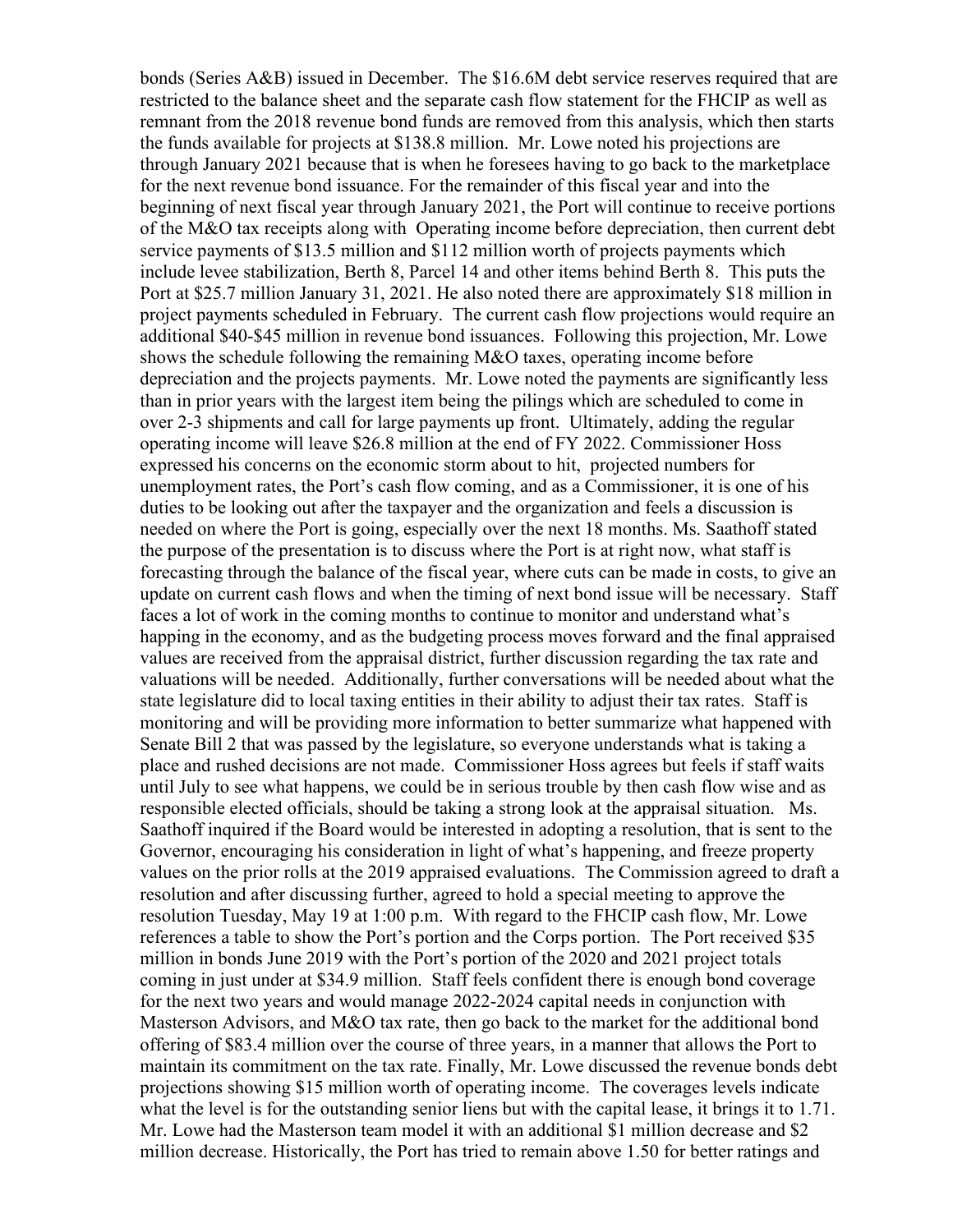bonds (Series A&B) issued in December. The $16.6M debt service reserves required that are restricted to the balance sheet and the separate cash flow statement for the FHCIP as well as remnant from the 2018 revenue bond funds are removed from this analysis, which then starts the funds available for projects at $138.8 million. Mr. Lowe noted his projections are through January 2021 because that is when he foresees having to go back to the marketplace for the next revenue bond issuance. For the remainder of this fiscal year and into the beginning of next fiscal year through January 2021, the Port will continue to receive portions of the M&O tax receipts along with Operating income before depreciation, then current debt service payments of $13.5 million and $112 million worth of projects payments which include levee stabilization, Berth 8, Parcel 14 and other items behind Berth 8. This puts the Port at $25.7 million January 31, 2021. He also noted there are approximately $18 million in project payments scheduled in February. The current cash flow projections would require an additional $40-$45 million in revenue bond issuances. Following this projection, Mr. Lowe shows the schedule following the remaining M&O taxes, operating income before depreciation and the projects payments. Mr. Lowe noted the payments are significantly less than in prior years with the largest item being the pilings which are scheduled to come in over 2-3 shipments and call for large payments up front. Ultimately, adding the regular operating income will leave $26.8 million at the end of FY 2022. Commissioner Hoss expressed his concerns on the economic storm about to hit, projected numbers for unemployment rates, the Port's cash flow coming, and as a Commissioner, it is one of his duties to be looking out after the taxpayer and the organization and feels a discussion is needed on where the Port is going, especially over the next 18 months. Ms. Saathoff stated the purpose of the presentation is to discuss where the Port is at right now, what staff is forecasting through the balance of the fiscal year, where cuts can be made in costs, to give an update on current cash flows and when the timing of next bond issue will be necessary. Staff faces a lot of work in the coming months to continue to monitor and understand what's happing in the economy, and as the budgeting process moves forward and the final appraised values are received from the appraisal district, further discussion regarding the tax rate and valuations will be needed. Additionally, further conversations will be needed about what the state legislature did to local taxing entities in their ability to adjust their tax rates. Staff is monitoring and will be providing more information to better summarize what happened with Senate Bill 2 that was passed by the legislature, so everyone understands what is taking a place and rushed decisions are not made. Commissioner Hoss agrees but feels if staff waits until July to see what happens, we could be in serious trouble by then cash flow wise and as responsible elected officials, should be taking a strong look at the appraisal situation. Ms. Saathoff inquired if the Board would be interested in adopting a resolution, that is sent to the Governor, encouraging his consideration in light of what's happening, and freeze property values on the prior rolls at the 2019 appraised evaluations. The Commission agreed to draft a resolution and after discussing further, agreed to hold a special meeting to approve the resolution Tuesday, May 19 at 1:00 p.m. With regard to the FHCIP cash flow, Mr. Lowe references a table to show the Port's portion and the Corps portion. The Port received $35 million in bonds June 2019 with the Port's portion of the 2020 and 2021 project totals coming in just under at $34.9 million. Staff feels confident there is enough bond coverage for the next two years and would manage 2022-2024 capital needs in conjunction with Masterson Advisors, and M&O tax rate, then go back to the market for the additional bond offering of $83.4 million over the course of three years, in a manner that allows the Port to maintain its commitment on the tax rate. Finally, Mr. Lowe discussed the revenue bonds debt projections showing $15 million worth of operating income. The coverages levels indicate what the level is for the outstanding senior liens but with the capital lease, it brings it to 1.71. Mr. Lowe had the Masterson team model it with an additional $1 million decrease and $2 million decrease. Historically, the Port has tried to remain above 1.50 for better ratings and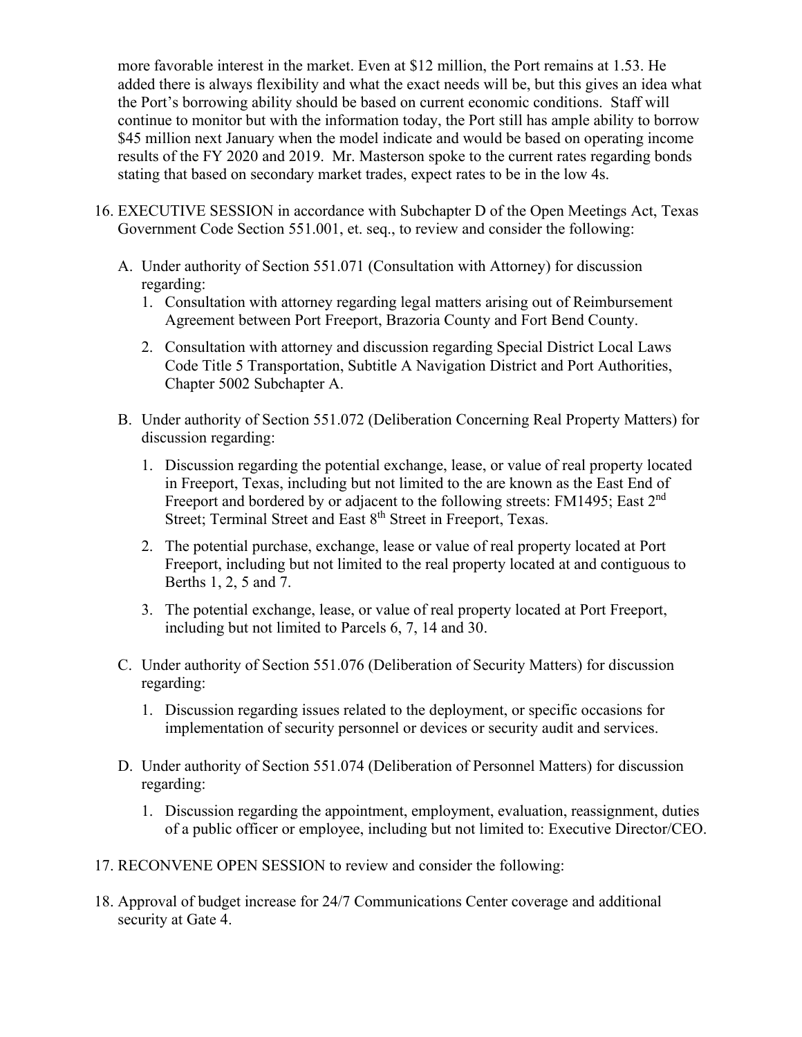more favorable interest in the market. Even at $12 million, the Port remains at 1.53. He added there is always flexibility and what the exact needs will be, but this gives an idea what the Port's borrowing ability should be based on current economic conditions. Staff will continue to monitor but with the information today, the Port still has ample ability to borrow $45 million next January when the model indicate and would be based on operating income results of the FY 2020 and 2019. Mr. Masterson spoke to the current rates regarding bonds stating that based on secondary market trades, expect rates to be in the low 4s.

16. EXECUTIVE SESSION in accordance with Subchapter D of the Open Meetings Act, Texas Government Code Section 551.001, et. seq., to review and consider the following:

    A. Under authority of Section 551.071 (Consultation with Attorney) for discussion regarding:
        1. Consultation with attorney regarding legal matters arising out of Reimbursement Agreement between Port Freeport, Brazoria County and Fort Bend County.
        2. Consultation with attorney and discussion regarding Special District Local Laws Code Title 5 Transportation, Subtitle A Navigation District and Port Authorities, Chapter 5002 Subchapter A.

    B. Under authority of Section 551.072 (Deliberation Concerning Real Property Matters) for discussion regarding:
        1. Discussion regarding the potential exchange, lease, or value of real property located in Freeport, Texas, including but not limited to the are known as the East End of Freeport and bordered by or adjacent to the following streets: FM1495; East 2nd Street; Terminal Street and East 8th Street in Freeport, Texas.
        2. The potential purchase, exchange, lease or value of real property located at Port Freeport, including but not limited to the real property located at and contiguous to Berths 1, 2, 5 and 7.
        3. The potential exchange, lease, or value of real property located at Port Freeport, including but not limited to Parcels 6, 7, 14 and 30.

    C. Under authority of Section 551.076 (Deliberation of Security Matters) for discussion regarding:
        1. Discussion regarding issues related to the deployment, or specific occasions for implementation of security personnel or devices or security audit and services.

    D. Under authority of Section 551.074 (Deliberation of Personnel Matters) for discussion regarding:
        1. Discussion regarding the appointment, employment, evaluation, reassignment, duties of a public officer or employee, including but not limited to: Executive Director/CEO.

17. RECONVENE OPEN SESSION to review and consider the following:

18. Approval of budget increase for 24/7 Communications Center coverage and additional security at Gate 4.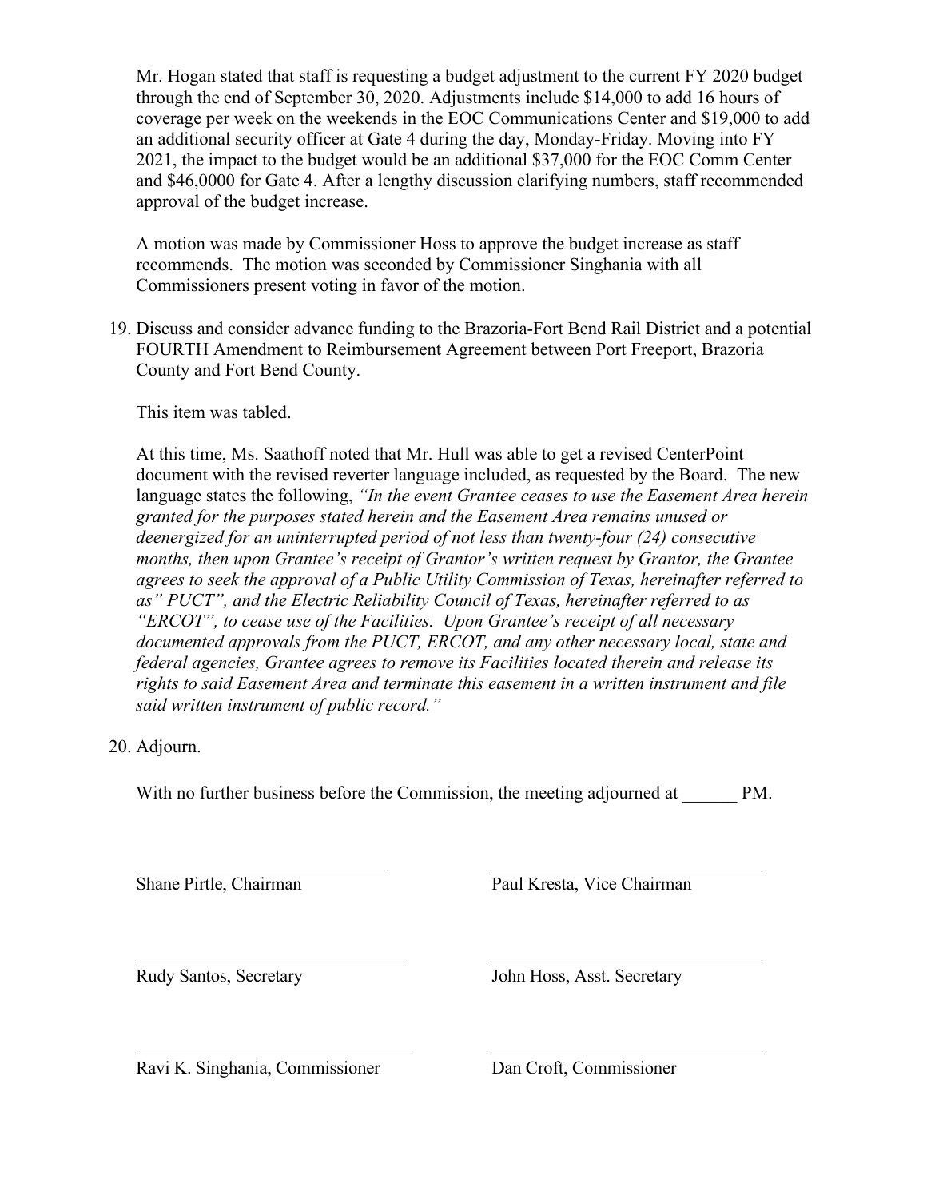Mr. Hogan stated that staff is requesting a budget adjustment to the current FY 2020 budget through the end of September 30, 2020. Adjustments include $14,000 to add 16 hours of coverage per week on the weekends in the EOC Communications Center and $19,000 to add an additional security officer at Gate 4 during the day, Monday-Friday. Moving into FY 2021, the impact to the budget would be an additional $37,000 for the EOC Comm Center and $46,0000 for Gate 4. After a lengthy discussion clarifying numbers, staff recommended approval of the budget increase.

A motion was made by Commissioner Hoss to approve the budget increase as staff recommends. The motion was seconded by Commissioner Singhania with all Commissioners present voting in favor of the motion.

19. Discuss and consider advance funding to the Brazoria-Fort Bend Rail District and a potential FOURTH Amendment to Reimbursement Agreement between Port Freeport, Brazoria County and Fort Bend County.

    This item was tabled.

    At this time, Ms. Saathoff noted that Mr. Hull was able to get a revised CenterPoint document with the revised reverter language included, as requested by the Board. The new language states the following, *"In the event Grantee ceases to use the Easement Area herein granted for the purposes stated herein and the Easement Area remains unused or deenergized for an uninterrupted period of not less than twenty-four (24) consecutive months, then upon Grantee's receipt of Grantor's written request by Grantor, the Grantee agrees to seek the approval of a Public Utility Commission of Texas, hereinafter referred to as" PUCT", and the Electric Reliability Council of Texas, hereinafter referred to as "ERCOT", to cease use of the Facilities. Upon Grantee's receipt of all necessary documented approvals from the PUCT, ERCOT, and any other necessary local, state and federal agencies, Grantee agrees to remove its Facilities located therein and release its rights to said Easement Area and terminate this easement in a written instrument and file said written instrument of public record."*

20. Adjourn.

    With no further business before the Commission, the meeting adjourned at ______ PM.

| | |
|---|---|
| Shane Pirtle, Chairman | Paul Kresta, Vice Chairman |
| Rudy Santos, Secretary | John Hoss, Asst. Secretary |
| Ravi K. Singhania, Commissioner | Dan Croft, Commissioner |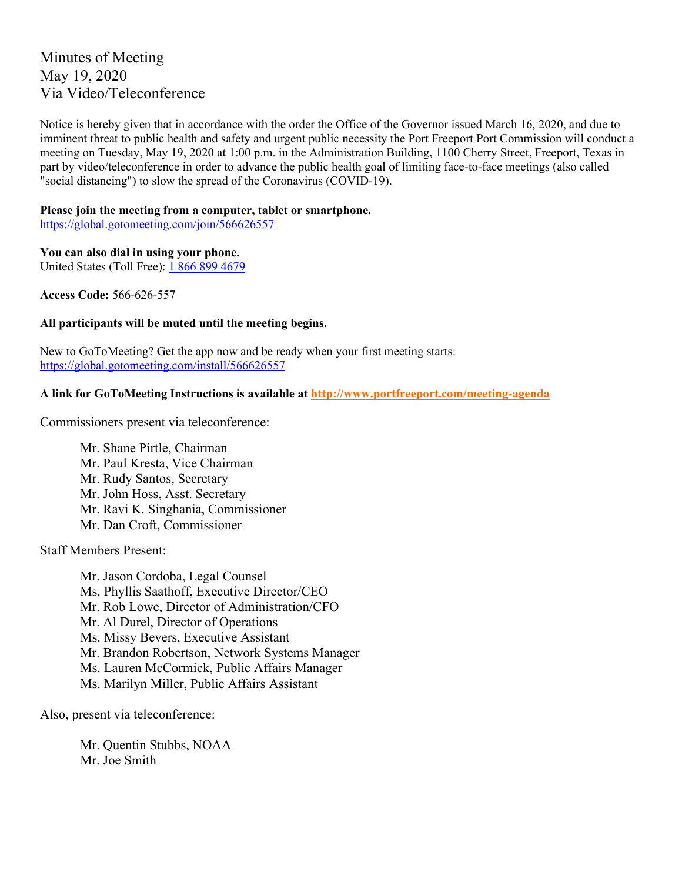Minutes of Meeting
May 19, 2020
Via Video/Teleconference

Notice is hereby given that in accordance with the order the Office of the Governor issued March 16, 2020, and due to imminent threat to public health and safety and urgent public necessity the Port Freeport Port Commission will conduct a meeting on Tuesday, May 19, 2020 at 1:00 p.m. in the Administration Building, 1100 Cherry Street, Freeport, Texas in part by video/teleconference in order to advance the public health goal of limiting face-to-face meetings (also called "social distancing") to slow the spread of the Coronavirus (COVID-19).

**Please join the meeting from a computer, tablet or smartphone.**
https://global.gotomeeting.com/join/566626557

**You can also dial in using your phone.**
United States (Toll Free): 1 866 899 4679

**Access Code:** 566-626-557

**All participants will be muted until the meeting begins.**

New to GoToMeeting? Get the app now and be ready when your first meeting starts:
https://global.gotomeeting.com/install/566626557

**A link for GoToMeeting Instructions is available at http://www.portfreeport.com/meeting-agenda**

Commissioners present via teleconference:

- Mr. Shane Pirtle, Chairman
- Mr. Paul Kresta, Vice Chairman
- Mr. Rudy Santos, Secretary
- Mr. John Hoss, Asst. Secretary
- Mr. Ravi K. Singhania, Commissioner
- Mr. Dan Croft, Commissioner

Staff Members Present:

- Mr. Jason Cordoba, Legal Counsel
- Ms. Phyllis Saathoff, Executive Director/CEO
- Mr. Rob Lowe, Director of Administration/CFO
- Mr. Al Durel, Director of Operations
- Ms. Missy Bevers, Executive Assistant
- Mr. Brandon Robertson, Network Systems Manager
- Ms. Lauren McCormick, Public Affairs Manager
- Ms. Marilyn Miller, Public Affairs Assistant

Also, present via teleconference:

- Mr. Quentin Stubbs, NOAA
- Mr. Joe Smith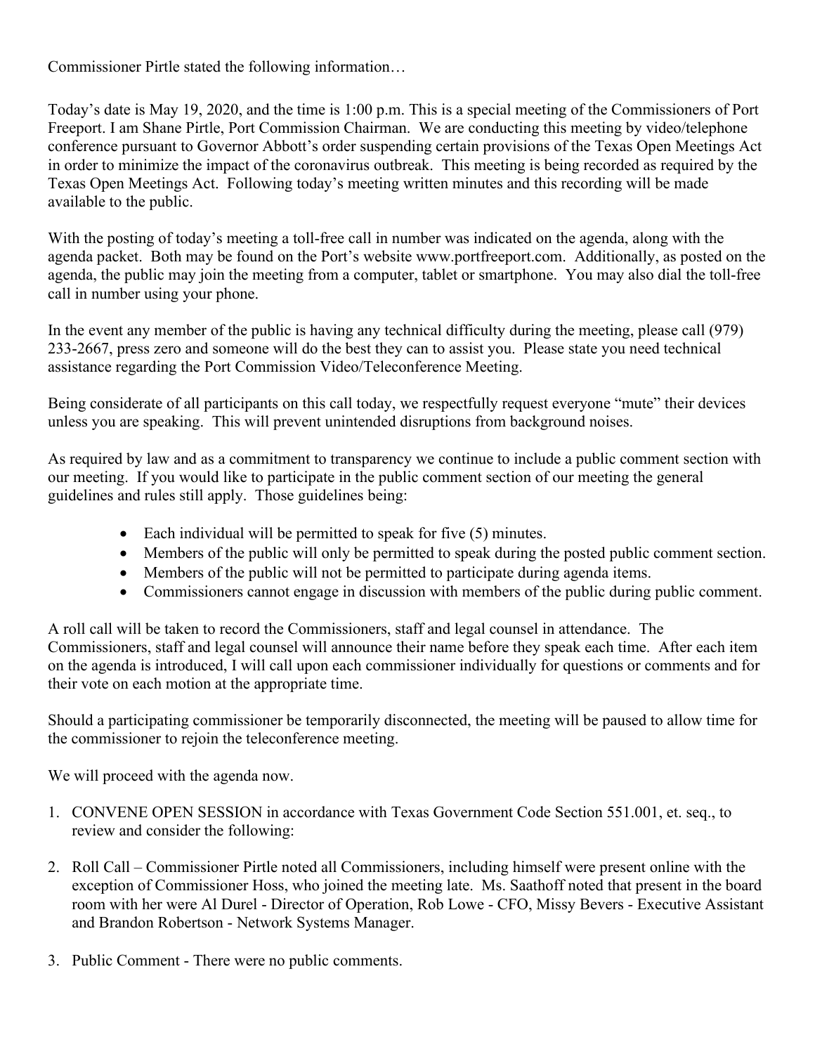Commissioner Pirtle stated the following information…

Today's date is May 19, 2020, and the time is 1:00 p.m. This is a special meeting of the Commissioners of Port Freeport. I am Shane Pirtle, Port Commission Chairman. We are conducting this meeting by video/telephone conference pursuant to Governor Abbott's order suspending certain provisions of the Texas Open Meetings Act in order to minimize the impact of the coronavirus outbreak. This meeting is being recorded as required by the Texas Open Meetings Act. Following today's meeting written minutes and this recording will be made available to the public.

With the posting of today's meeting a toll-free call in number was indicated on the agenda, along with the agenda packet. Both may be found on the Port's website www.portfreeport.com. Additionally, as posted on the agenda, the public may join the meeting from a computer, tablet or smartphone. You may also dial the toll-free call in number using your phone.

In the event any member of the public is having any technical difficulty during the meeting, please call (979) 233-2667, press zero and someone will do the best they can to assist you. Please state you need technical assistance regarding the Port Commission Video/Teleconference Meeting.

Being considerate of all participants on this call today, we respectfully request everyone "mute" their devices unless you are speaking. This will prevent unintended disruptions from background noises.

As required by law and as a commitment to transparency we continue to include a public comment section with our meeting. If you would like to participate in the public comment section of our meeting the general guidelines and rules still apply. Those guidelines being:

- Each individual will be permitted to speak for five (5) minutes.
- Members of the public will only be permitted to speak during the posted public comment section.
- Members of the public will not be permitted to participate during agenda items.
- Commissioners cannot engage in discussion with members of the public during public comment.

A roll call will be taken to record the Commissioners, staff and legal counsel in attendance. The Commissioners, staff and legal counsel will announce their name before they speak each time. After each item on the agenda is introduced, I will call upon each commissioner individually for questions or comments and for their vote on each motion at the appropriate time.

Should a participating commissioner be temporarily disconnected, the meeting will be paused to allow time for the commissioner to rejoin the teleconference meeting.

We will proceed with the agenda now.

1. CONVENE OPEN SESSION in accordance with Texas Government Code Section 551.001, et. seq., to review and consider the following:

2. Roll Call – Commissioner Pirtle noted all Commissioners, including himself were present online with the exception of Commissioner Hoss, who joined the meeting late. Ms. Saathoff noted that present in the board room with her were Al Durel - Director of Operation, Rob Lowe - CFO, Missy Bevers - Executive Assistant and Brandon Robertson - Network Systems Manager.

3. Public Comment - There were no public comments.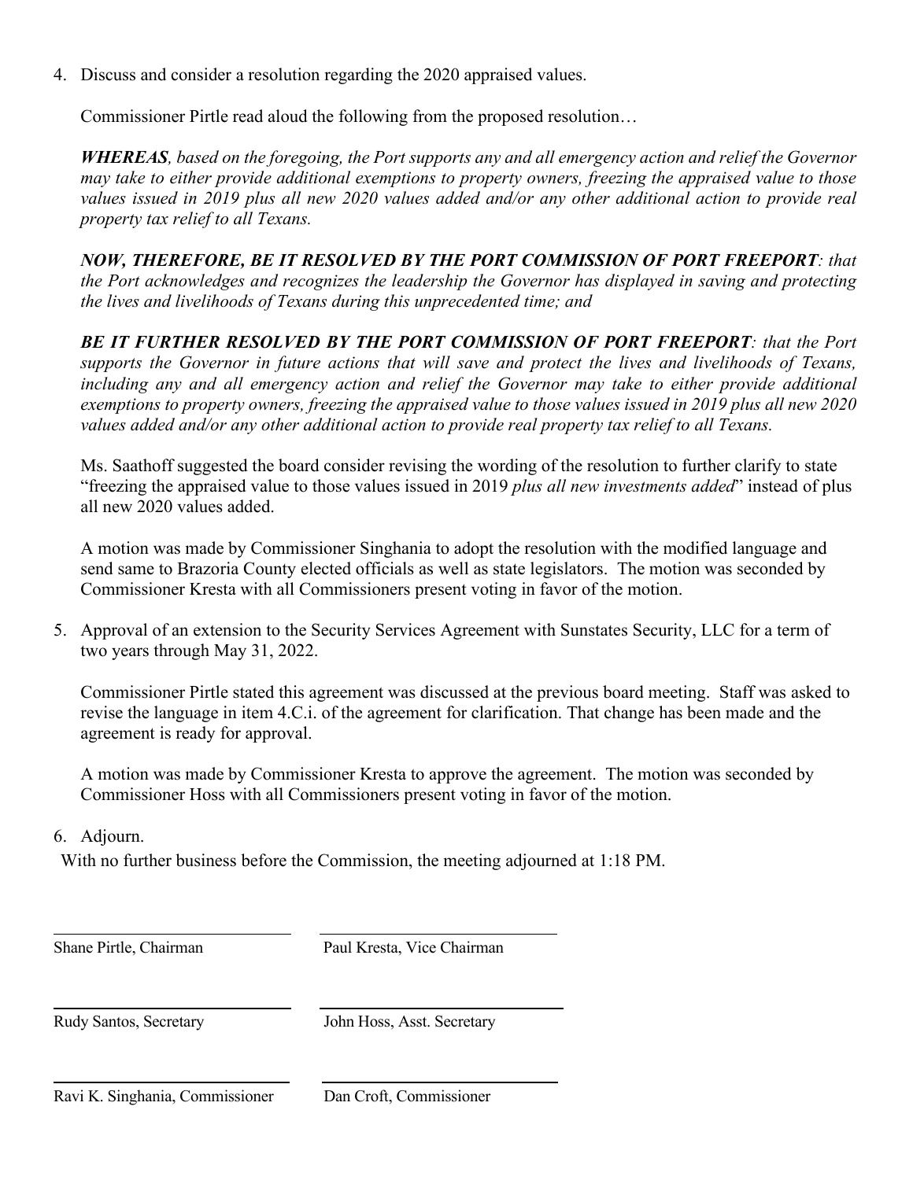4. Discuss and consider a resolution regarding the 2020 appraised values.

   Commissioner Pirtle read aloud the following from the proposed resolution…

   ***WHEREAS**, based on the foregoing, the Port supports any and all emergency action and relief the Governor may take to either provide additional exemptions to property owners, freezing the appraised value to those values issued in 2019 plus all new 2020 values added and/or any other additional action to provide real property tax relief to all Texans.*

   ***NOW, THEREFORE, BE IT RESOLVED BY THE PORT COMMISSION OF PORT FREEPORT**: that the Port acknowledges and recognizes the leadership the Governor has displayed in saving and protecting the lives and livelihoods of Texans during this unprecedented time; and*

   ***BE IT FURTHER RESOLVED BY THE PORT COMMISSION OF PORT FREEPORT**: that the Port supports the Governor in future actions that will save and protect the lives and livelihoods of Texans, including any and all emergency action and relief the Governor may take to either provide additional exemptions to property owners, freezing the appraised value to those values issued in 2019 plus all new 2020 values added and/or any other additional action to provide real property tax relief to all Texans.*

   Ms. Saathoff suggested the board consider revising the wording of the resolution to further clarify to state "freezing the appraised value to those values issued in 2019 *plus all new investments added*" instead of plus all new 2020 values added.

   A motion was made by Commissioner Singhania to adopt the resolution with the modified language and send same to Brazoria County elected officials as well as state legislators. The motion was seconded by Commissioner Kresta with all Commissioners present voting in favor of the motion.

5. Approval of an extension to the Security Services Agreement with Sunstates Security, LLC for a term of two years through May 31, 2022.

   Commissioner Pirtle stated this agreement was discussed at the previous board meeting. Staff was asked to revise the language in item 4.C.i. of the agreement for clarification. That change has been made and the agreement is ready for approval.

   A motion was made by Commissioner Kresta to approve the agreement. The motion was seconded by Commissioner Hoss with all Commissioners present voting in favor of the motion.

6. Adjourn.

With no further business before the Commission, the meeting adjourned at 1:18 PM.

| | |
|---|---|
| Shane Pirtle, Chairman | Paul Kresta, Vice Chairman |
| Rudy Santos, Secretary | John Hoss, Asst. Secretary |
| Ravi K. Singhania, Commissioner | Dan Croft, Commissioner |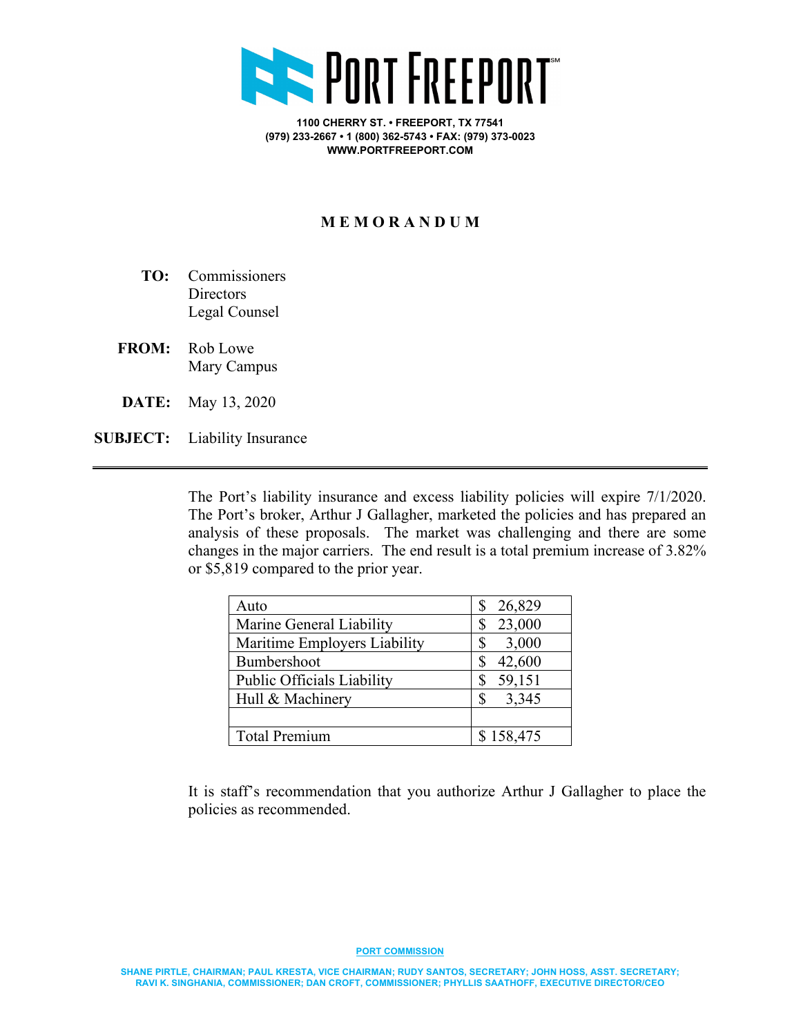# PORT FREEPORT

1100 CHERRY ST. • FREEPORT, TX 77541
(979) 233-2667 • 1 (800) 362-5743 • FAX: (979) 373-0023
WWW.PORTFREEPORT.COM

## M E M O R A N D U M

**TO:** Commissioners
Directors
Legal Counsel

**FROM:** Rob Lowe
Mary Campus

**DATE:** May 13, 2020

**SUBJECT:** Liability Insurance

---

The Port's liability insurance and excess liability policies will expire 7/1/2020. The Port's broker, Arthur J Gallagher, marketed the policies and has prepared an analysis of these proposals. The market was challenging and there are some changes in the major carriers. The end result is a total premium increase of 3.82% or $5,819 compared to the prior year.

| Coverage | Premium |
|---|---|
| Auto | $ 26,829 |
| Marine General Liability | $ 23,000 |
| Maritime Employers Liability | $ 3,000 |
| Bumbershoot | $ 42,600 |
| Public Officials Liability | $ 59,151 |
| Hull & Machinery | $ 3,345 |
| | |
| Total Premium | $ 158,475 |

It is staff's recommendation that you authorize Arthur J Gallagher to place the policies as recommended.

PORT COMMISSION

SHANE PIRTLE, CHAIRMAN; PAUL KRESTA, VICE CHAIRMAN; RUDY SANTOS, SECRETARY; JOHN HOSS, ASST. SECRETARY;
RAVI K. SINGHANIA, COMMISSIONER; DAN CROFT, COMMISSIONER; PHYLLIS SAATHOFF, EXECUTIVE DIRECTOR/CEO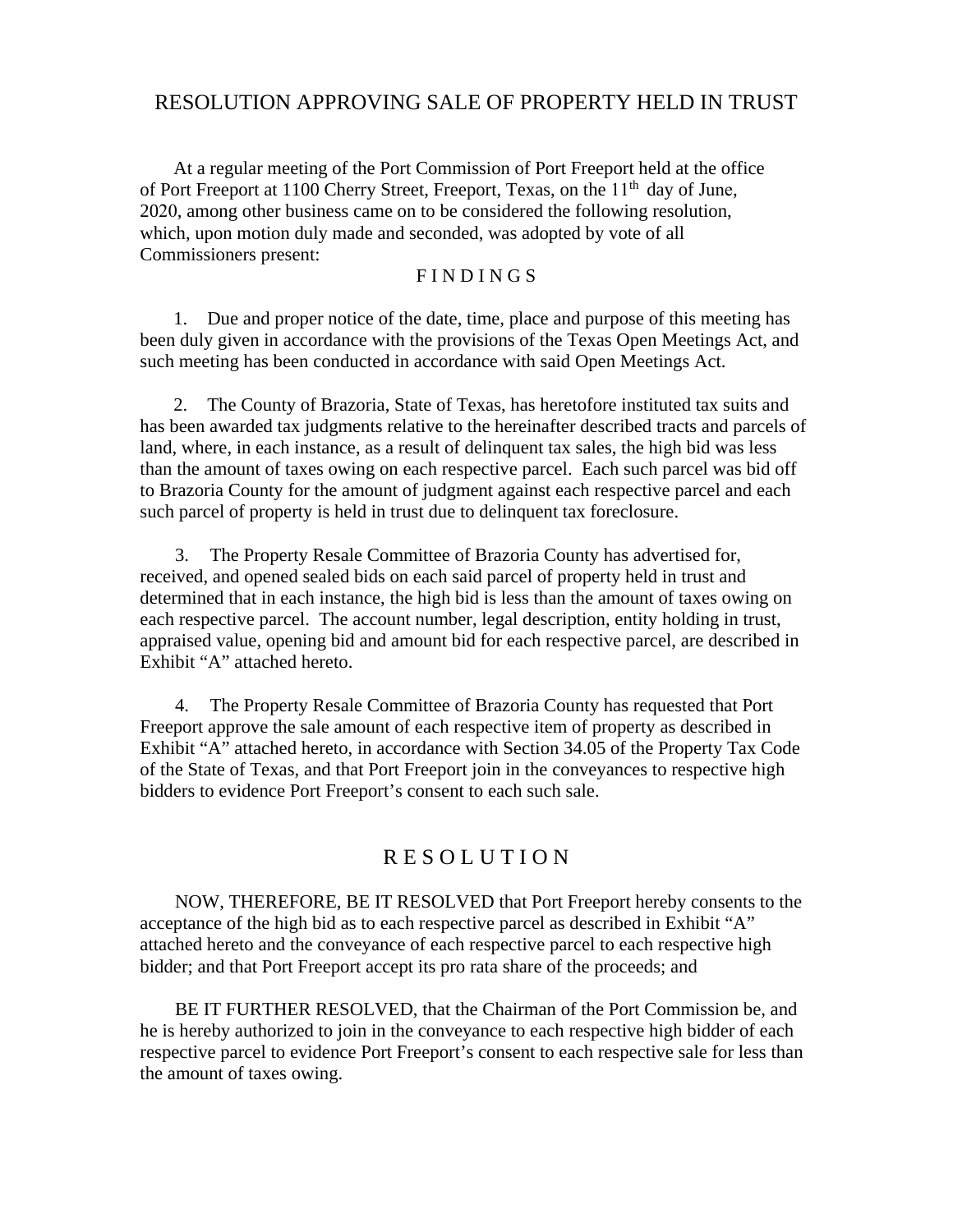# RESOLUTION APPROVING SALE OF PROPERTY HELD IN TRUST

At a regular meeting of the Port Commission of Port Freeport held at the office of Port Freeport at 1100 Cherry Street, Freeport, Texas, on the 11th day of June, 2020, among other business came on to be considered the following resolution, which, upon motion duly made and seconded, was adopted by vote of all Commissioners present:

## F I N D I N G S

1. Due and proper notice of the date, time, place and purpose of this meeting has been duly given in accordance with the provisions of the Texas Open Meetings Act, and such meeting has been conducted in accordance with said Open Meetings Act.

2. The County of Brazoria, State of Texas, has heretofore instituted tax suits and has been awarded tax judgments relative to the hereinafter described tracts and parcels of land, where, in each instance, as a result of delinquent tax sales, the high bid was less than the amount of taxes owing on each respective parcel. Each such parcel was bid off to Brazoria County for the amount of judgment against each respective parcel and each such parcel of property is held in trust due to delinquent tax foreclosure.

3. The Property Resale Committee of Brazoria County has advertised for, received, and opened sealed bids on each said parcel of property held in trust and determined that in each instance, the high bid is less than the amount of taxes owing on each respective parcel. The account number, legal description, entity holding in trust, appraised value, opening bid and amount bid for each respective parcel, are described in Exhibit "A" attached hereto.

4. The Property Resale Committee of Brazoria County has requested that Port Freeport approve the sale amount of each respective item of property as described in Exhibit "A" attached hereto, in accordance with Section 34.05 of the Property Tax Code of the State of Texas, and that Port Freeport join in the conveyances to respective high bidders to evidence Port Freeport's consent to each such sale.

## R E S O L U T I O N

NOW, THEREFORE, BE IT RESOLVED that Port Freeport hereby consents to the acceptance of the high bid as to each respective parcel as described in Exhibit "A" attached hereto and the conveyance of each respective parcel to each respective high bidder; and that Port Freeport accept its pro rata share of the proceeds; and

BE IT FURTHER RESOLVED, that the Chairman of the Port Commission be, and he is hereby authorized to join in the conveyance to each respective high bidder of each respective parcel to evidence Port Freeport's consent to each respective sale for less than the amount of taxes owing.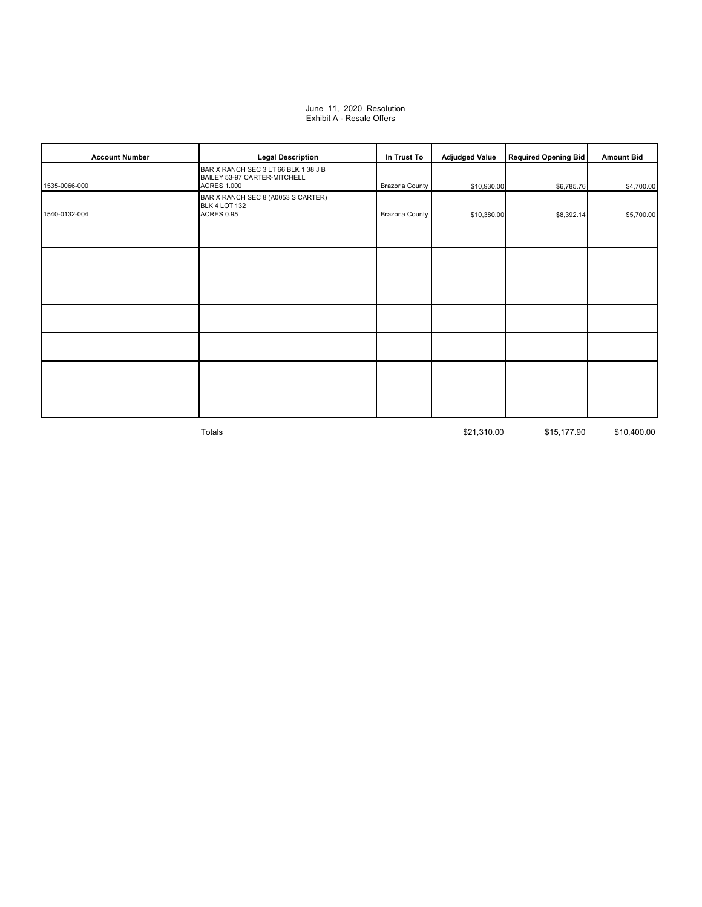June 11, 2020 Resolution
Exhibit A - Resale Offers

| Account Number | Legal Description | In Trust To | Adjudged Value | Required Opening Bid | Amount Bid |
|---|---|---|---|---|---|
| 1535-0066-000 | BAR X RANCH SEC 3 LT 66 BLK 1 38 J B BAILEY 53-97 CARTER-MITCHELL ACRES 1.000 | Brazoria County | $10,930.00 | $6,785.76 | $4,700.00 |
| 1540-0132-004 | BAR X RANCH SEC 8 (A0053 S CARTER) BLK 4 LOT 132 ACRES 0.95 | Brazoria County | $10,380.00 | $8,392.14 | $5,700.00 |
| | | | | | |
| | | | | | |
| | | | | | |
| | | | | | |
| | | | | | |
| | | | | | |
| | | | | | |
| | Totals | | $21,310.00 | $15,177.90 | $10,400.00 |